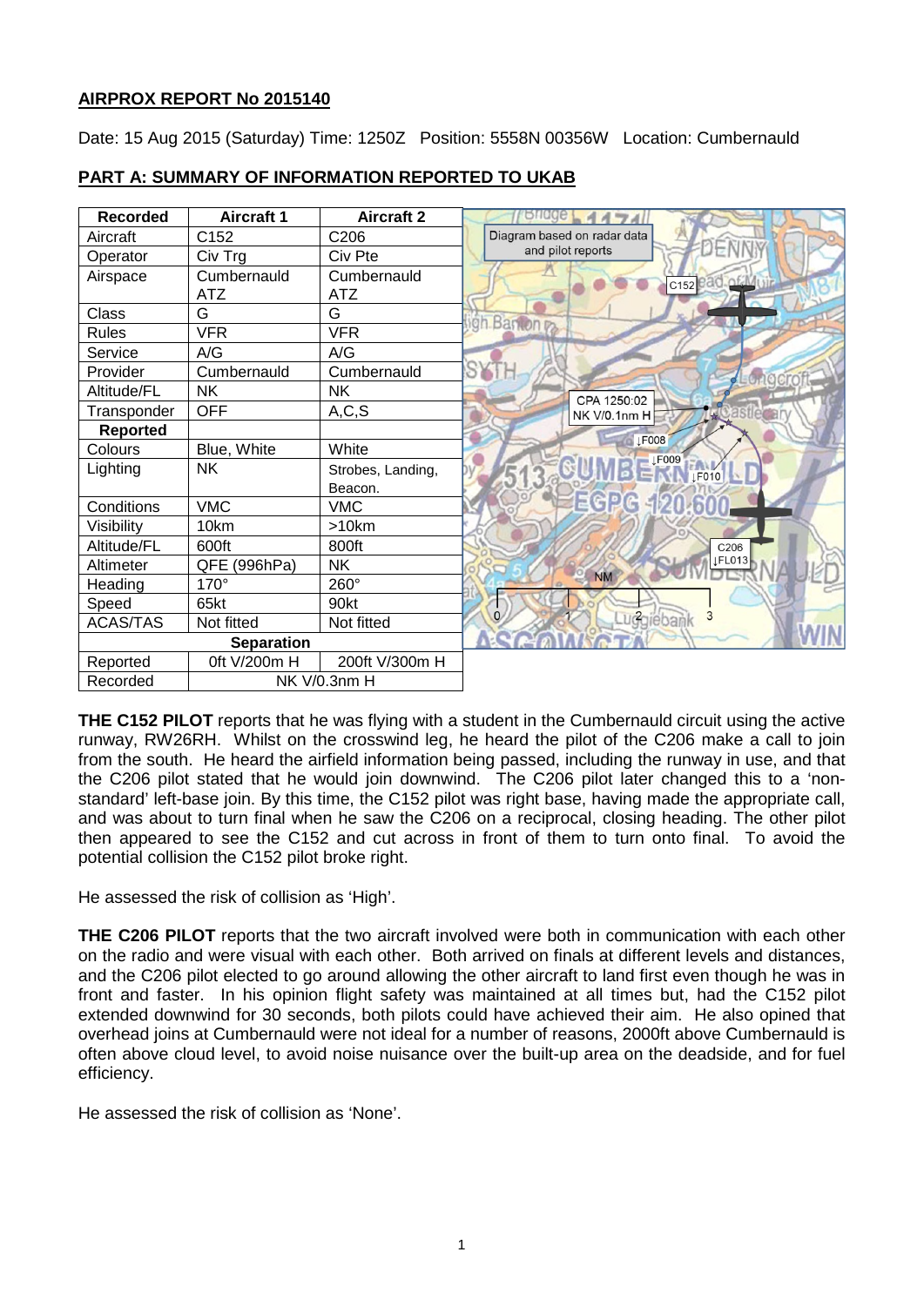## AIRPROX REPORT No 2015140

Date: 15 Aug 2015 (Saturday) Time: 1250Z Position: 5558N 00356W Location: Cumbernauld

## PART A: SUMMARY OF INFORMATION REPORTED TO UKAB

| Recorded | Aircraft 1 | Aircraft 2 |
|---|---|---|
| Aircraft | C152 | C206 |
| Operator | Civ Trg | Civ Pte |
| Airspace | Cumbernauld ATZ | Cumbernauld ATZ |
| Class | G | G |
| Rules | VFR | VFR |
| Service | A/G | A/G |
| Provider | Cumbernauld | Cumbernauld |
| Altitude/FL | NK | NK |
| Transponder | OFF | A,C,S |
| **Reported** | | |
| Colours | Blue, White | White |
| Lighting | NK | Strobes, Landing, Beacon. |
| Conditions | VMC | VMC |
| Visibility | 10km | >10km |
| Altitude/FL | 600ft | 800ft |
| Altimeter | QFE (996hPa) | NK |
| Heading | 170° | 260° |
| Speed | 65kt | 90kt |
| ACAS/TAS | Not fitted | Not fitted |
| **Separation** | | |
| Reported | 0ft V/200m H | 200ft V/300m H |
| Recorded | NK V/0.3nm H | |

Diagram based on radar data and pilot reports

CPA 1250:02 NK V/0.1nm H

**THE C152 PILOT** reports that he was flying with a student in the Cumbernauld circuit using the active runway, RW26RH. Whilst on the crosswind leg, he heard the pilot of the C206 make a call to join from the south. He heard the airfield information being passed, including the runway in use, and that the C206 pilot stated that he would join downwind. The C206 pilot later changed this to a 'non-standard' left-base join. By this time, the C152 pilot was right base, having made the appropriate call, and was about to turn final when he saw the C206 on a reciprocal, closing heading. The other pilot then appeared to see the C152 and cut across in front of them to turn onto final. To avoid the potential collision the C152 pilot broke right.

He assessed the risk of collision as 'High'.

**THE C206 PILOT** reports that the two aircraft involved were both in communication with each other on the radio and were visual with each other. Both arrived on finals at different levels and distances, and the C206 pilot elected to go around allowing the other aircraft to land first even though he was in front and faster. In his opinion flight safety was maintained at all times but, had the C152 pilot extended downwind for 30 seconds, both pilots could have achieved their aim. He also opined that overhead joins at Cumbernauld were not ideal for a number of reasons, 2000ft above Cumbernauld is often above cloud level, to avoid noise nuisance over the built-up area on the deadside, and for fuel efficiency.

He assessed the risk of collision as 'None'.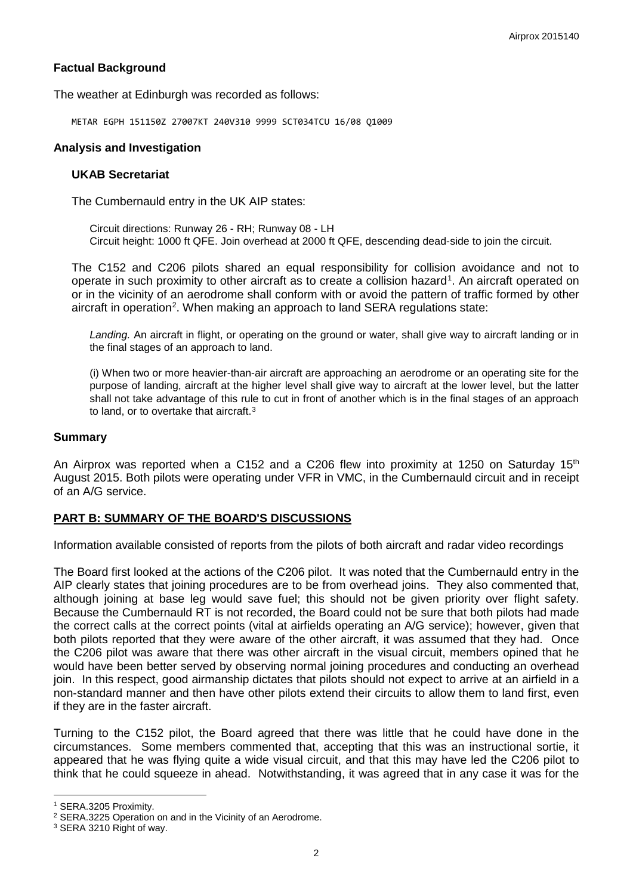### Factual Background

The weather at Edinburgh was recorded as follows:

```
METAR EGPH 151150Z 27007KT 240V310 9999 SCT034TCU 16/08 Q1009
```

### Analysis and Investigation

#### UKAB Secretariat

The Cumbernauld entry in the UK AIP states:

> Circuit directions: Runway 26 - RH; Runway 08 - LH
> Circuit height: 1000 ft QFE. Join overhead at 2000 ft QFE, descending dead-side to join the circuit.

The C152 and C206 pilots shared an equal responsibility for collision avoidance and not to operate in such proximity to other aircraft as to create a collision hazard[1]. An aircraft operated on or in the vicinity of an aerodrome shall conform with or avoid the pattern of traffic formed by other aircraft in operation[2]. When making an approach to land SERA regulations state:

> *Landing.* An aircraft in flight, or operating on the ground or water, shall give way to aircraft landing or in the final stages of an approach to land.
>
> (i) When two or more heavier-than-air aircraft are approaching an aerodrome or an operating site for the purpose of landing, aircraft at the higher level shall give way to aircraft at the lower level, but the latter shall not take advantage of this rule to cut in front of another which is in the final stages of an approach to land, or to overtake that aircraft.[3]

### Summary

An Airprox was reported when a C152 and a C206 flew into proximity at 1250 on Saturday 15th August 2015. Both pilots were operating under VFR in VMC, in the Cumbernauld circuit and in receipt of an A/G service.

## PART B: SUMMARY OF THE BOARD'S DISCUSSIONS

Information available consisted of reports from the pilots of both aircraft and radar video recordings

The Board first looked at the actions of the C206 pilot. It was noted that the Cumbernauld entry in the AIP clearly states that joining procedures are to be from overhead joins. They also commented that, although joining at base leg would save fuel; this should not be given priority over flight safety. Because the Cumbernauld RT is not recorded, the Board could not be sure that both pilots had made the correct calls at the correct points (vital at airfields operating an A/G service); however, given that both pilots reported that they were aware of the other aircraft, it was assumed that they had. Once the C206 pilot was aware that there was other aircraft in the visual circuit, members opined that he would have been better served by observing normal joining procedures and conducting an overhead join. In this respect, good airmanship dictates that pilots should not expect to arrive at an airfield in a non-standard manner and then have other pilots extend their circuits to allow them to land first, even if they are in the faster aircraft.

Turning to the C152 pilot, the Board agreed that there was little that he could have done in the circumstances. Some members commented that, accepting that this was an instructional sortie, it appeared that he was flying quite a wide visual circuit, and that this may have led the C206 pilot to think that he could squeeze in ahead. Notwithstanding, it was agreed that in any case it was for the

---

[1] SERA.3205 Proximity.
[2] SERA.3225 Operation on and in the Vicinity of an Aerodrome.
[3] SERA 3210 Right of way.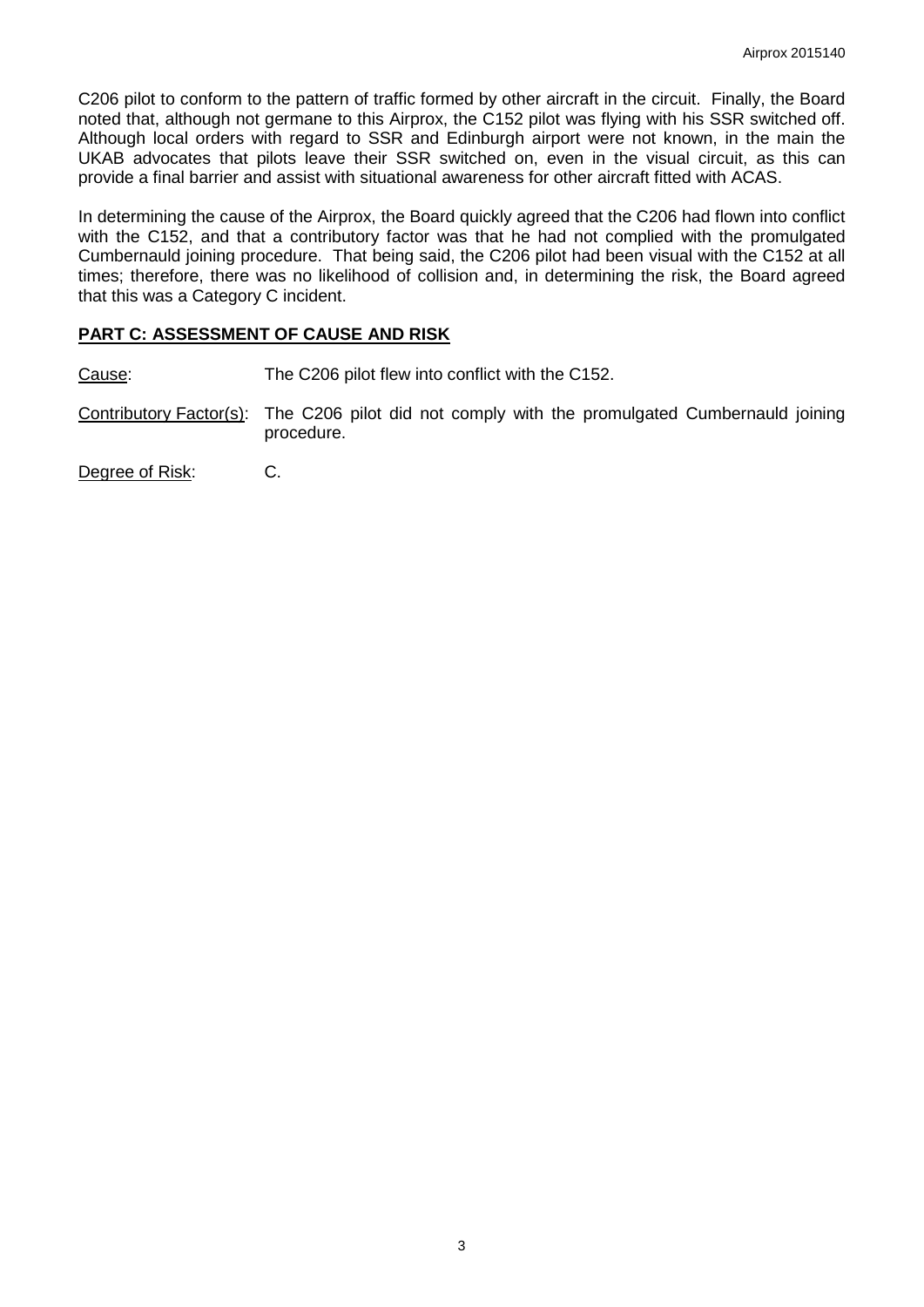C206 pilot to conform to the pattern of traffic formed by other aircraft in the circuit. Finally, the Board noted that, although not germane to this Airprox, the C152 pilot was flying with his SSR switched off. Although local orders with regard to SSR and Edinburgh airport were not known, in the main the UKAB advocates that pilots leave their SSR switched on, even in the visual circuit, as this can provide a final barrier and assist with situational awareness for other aircraft fitted with ACAS.

In determining the cause of the Airprox, the Board quickly agreed that the C206 had flown into conflict with the C152, and that a contributory factor was that he had not complied with the promulgated Cumbernauld joining procedure. That being said, the C206 pilot had been visual with the C152 at all times; therefore, there was no likelihood of collision and, in determining the risk, the Board agreed that this was a Category C incident.

## PART C: ASSESSMENT OF CAUSE AND RISK

Cause: The C206 pilot flew into conflict with the C152.

Contributory Factor(s): The C206 pilot did not comply with the promulgated Cumbernauld joining procedure.

Degree of Risk: C.